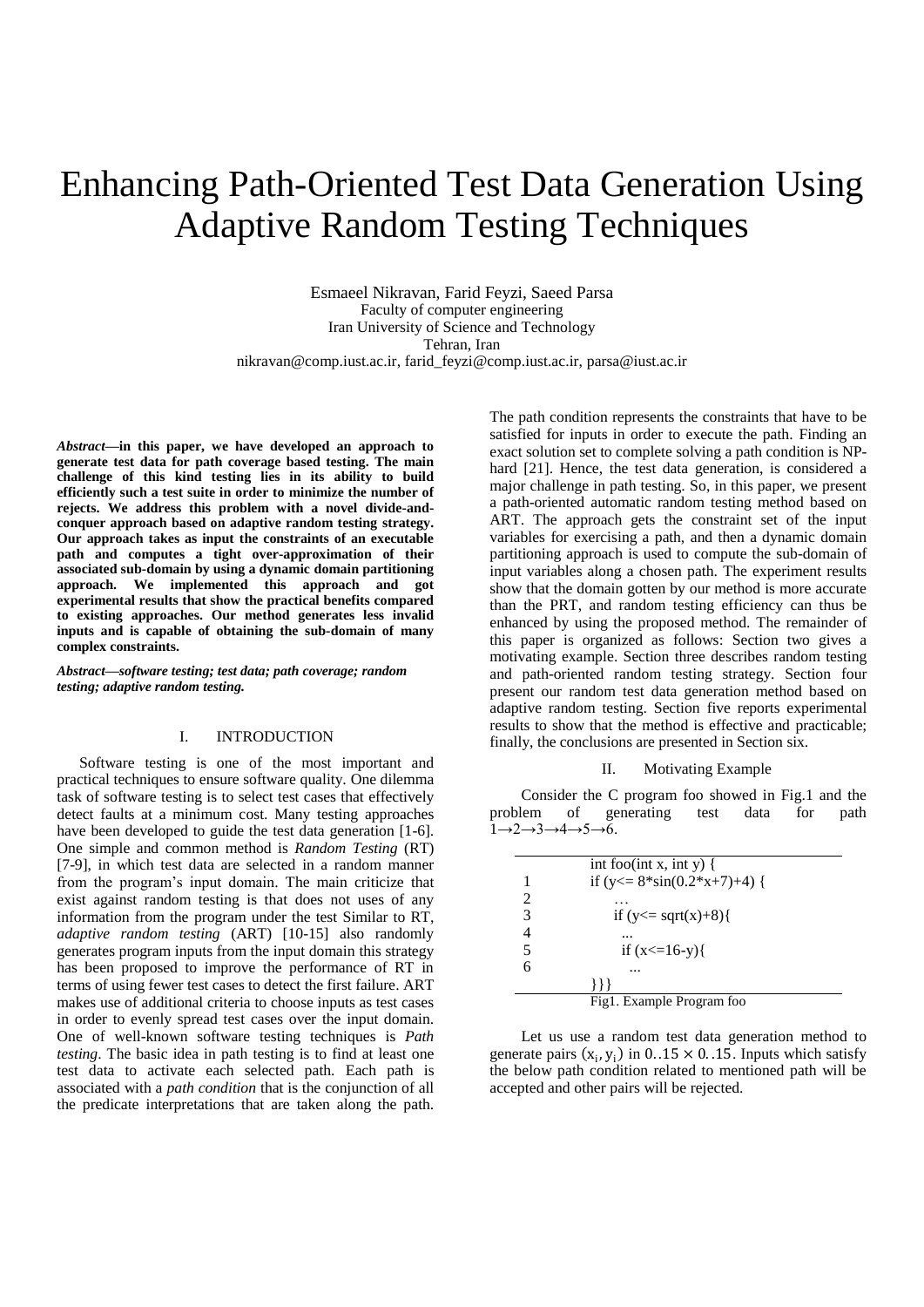# Enhancing Path-Oriented Test Data Generation Using Adaptive Random Testing Techniques

Esmaeel Nikravan, Farid Feyzi, Saeed Parsa
Faculty of computer engineering
Iran University of Science and Technology
Tehran, Iran
nikravan@comp.iust.ac.ir, farid_feyzi@comp.iust.ac.ir, parsa@iust.ac.ir

***Abstract*—in this paper, we have developed an approach to generate test data for path coverage based testing. The main challenge of this kind testing lies in its ability to build efficiently such a test suite in order to minimize the number of rejects. We address this problem with a novel divide-and-conquer approach based on adaptive random testing strategy. Our approach takes as input the constraints of an executable path and computes a tight over-approximation of their associated sub-domain by using a dynamic domain partitioning approach. We implemented this approach and got experimental results that show the practical benefits compared to existing approaches. Our method generates less invalid inputs and is capable of obtaining the sub-domain of many complex constraints.**

***Abstract—software testing; test data; path coverage; random testing; adaptive random testing.***

## I. INTRODUCTION

Software testing is one of the most important and practical techniques to ensure software quality. One dilemma task of software testing is to select test cases that effectively detect faults at a minimum cost. Many testing approaches have been developed to guide the test data generation [1-6]. One simple and common method is *Random Testing* (RT) [7-9], in which test data are selected in a random manner from the program's input domain. The main criticize that exist against random testing is that does not uses of any information from the program under the test Similar to RT, *adaptive random testing* (ART) [10-15] also randomly generates program inputs from the input domain this strategy has been proposed to improve the performance of RT in terms of using fewer test cases to detect the first failure. ART makes use of additional criteria to choose inputs as test cases in order to evenly spread test cases over the input domain. One of well-known software testing techniques is *Path testing*. The basic idea in path testing is to find at least one test data to activate each selected path. Each path is associated with a *path condition* that is the conjunction of all the predicate interpretations that are taken along the path. The path condition represents the constraints that have to be satisfied for inputs in order to execute the path. Finding an exact solution set to complete solving a path condition is NP-hard [21]. Hence, the test data generation, is considered a major challenge in path testing. So, in this paper, we present a path-oriented automatic random testing method based on ART. The approach gets the constraint set of the input variables for exercising a path, and then a dynamic domain partitioning approach is used to compute the sub-domain of input variables along a chosen path. The experiment results show that the domain gotten by our method is more accurate than the PRT, and random testing efficiency can thus be enhanced by using the proposed method. The remainder of this paper is organized as follows: Section two gives a motivating example. Section three describes random testing and path-oriented random testing strategy. Section four present our random test data generation method based on adaptive random testing. Section five reports experimental results to show that the method is effective and practicable; finally, the conclusions are presented in Section six.

## II. Motivating Example

Consider the C program foo showed in Fig.1 and the problem of generating test data for path 1→2→3→4→5→6.

```
    int foo(int x, int y) {
1     if (y<= 8*sin(0.2*x+7)+4) {
2       …
3       if (y<= sqrt(x)+8){
4         ...
5         if (x<=16-y){
6           ...
    }}}
```

Fig1. Example Program foo

Let us use a random test data generation method to generate pairs $(x_i, y_i)$ in $0..15 \times 0..15$. Inputs which satisfy the below path condition related to mentioned path will be accepted and other pairs will be rejected.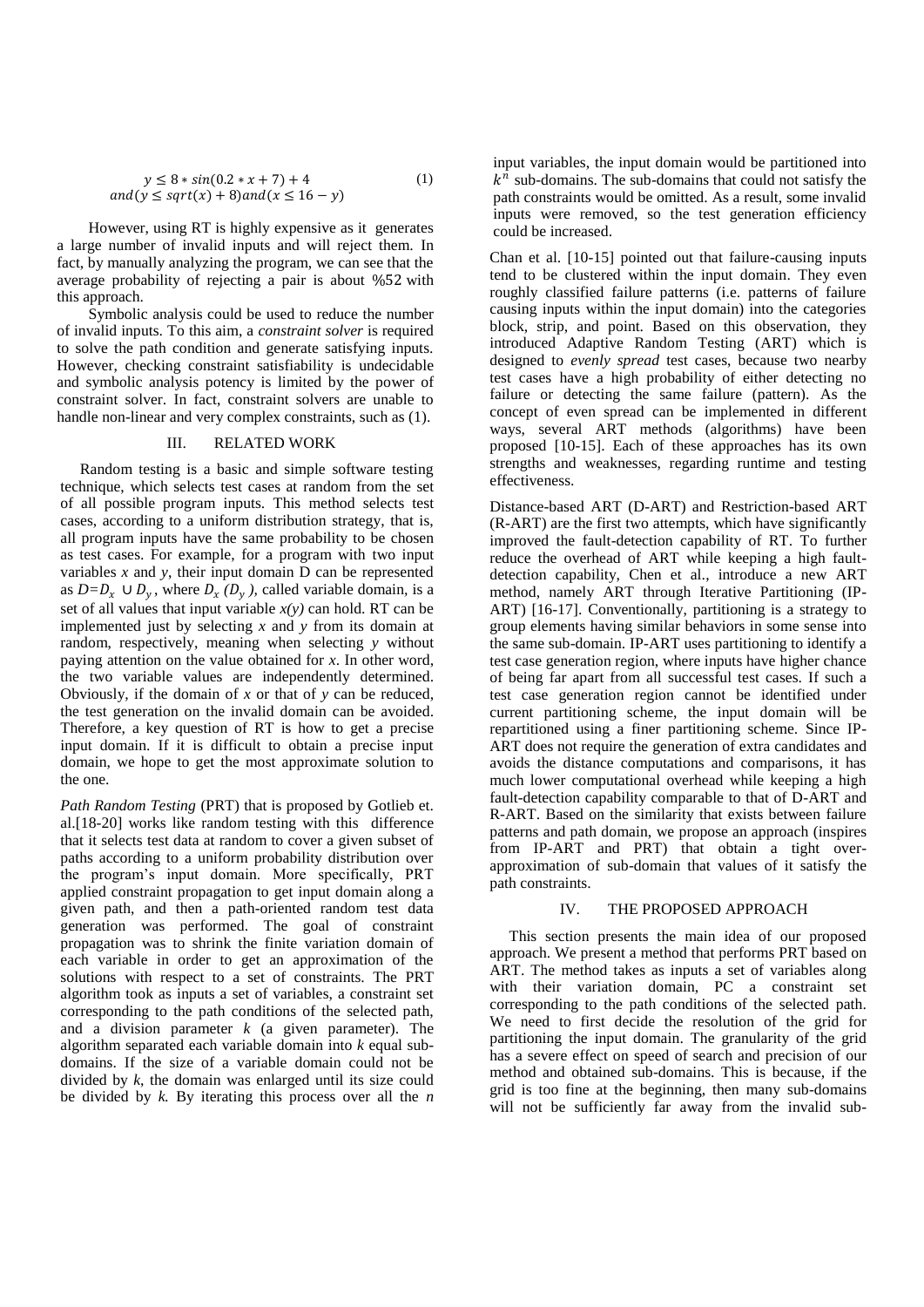$$y \leq 8 * sin(0.2 * x + 7) + 4$$
$$and(y \leq sqrt(x) + 8)and(x \leq 16 - y) \quad (1)$$

However, using RT is highly expensive as it generates a large number of invalid inputs and will reject them. In fact, by manually analyzing the program, we can see that the average probability of rejecting a pair is about %52 with this approach.

Symbolic analysis could be used to reduce the number of invalid inputs. To this aim, a *constraint solver* is required to solve the path condition and generate satisfying inputs. However, checking constraint satisfiability is undecidable and symbolic analysis potency is limited by the power of constraint solver. In fact, constraint solvers are unable to handle non-linear and very complex constraints, such as (1).

## III. RELATED WORK

Random testing is a basic and simple software testing technique, which selects test cases at random from the set of all possible program inputs. This method selects test cases, according to a uniform distribution strategy, that is, all program inputs have the same probability to be chosen as test cases. For example, for a program with two input variables *x* and *y*, their input domain D can be represented as $D=D_x \cup D_y$, where $D_x$ $(D_y)$, called variable domain, is a set of all values that input variable *x(y)* can hold. RT can be implemented just by selecting *x* and *y* from its domain at random, respectively, meaning when selecting *y* without paying attention on the value obtained for *x*. In other word, the two variable values are independently determined. Obviously, if the domain of *x* or that of *y* can be reduced, the test generation on the invalid domain can be avoided. Therefore, a key question of RT is how to get a precise input domain. If it is difficult to obtain a precise input domain, we hope to get the most approximate solution to the one.

*Path Random Testing* (PRT) that is proposed by Gotlieb et. al.[18-20] works like random testing with this difference that it selects test data at random to cover a given subset of paths according to a uniform probability distribution over the program's input domain. More specifically, PRT applied constraint propagation to get input domain along a given path, and then a path-oriented random test data generation was performed. The goal of constraint propagation was to shrink the finite variation domain of each variable in order to get an approximation of the solutions with respect to a set of constraints. The PRT algorithm took as inputs a set of variables, a constraint set corresponding to the path conditions of the selected path, and a division parameter *k* (a given parameter). The algorithm separated each variable domain into *k* equal sub-domains. If the size of a variable domain could not be divided by *k*, the domain was enlarged until its size could be divided by *k.* By iterating this process over all the *n* input variables, the input domain would be partitioned into $k^n$ sub-domains. The sub-domains that could not satisfy the path constraints would be omitted. As a result, some invalid inputs were removed, so the test generation efficiency could be increased.

Chan et al. [10-15] pointed out that failure-causing inputs tend to be clustered within the input domain. They even roughly classified failure patterns (i.e. patterns of failure causing inputs within the input domain) into the categories block, strip, and point. Based on this observation, they introduced Adaptive Random Testing (ART) which is designed to *evenly spread* test cases, because two nearby test cases have a high probability of either detecting no failure or detecting the same failure (pattern). As the concept of even spread can be implemented in different ways, several ART methods (algorithms) have been proposed [10-15]. Each of these approaches has its own strengths and weaknesses, regarding runtime and testing effectiveness.

Distance-based ART (D-ART) and Restriction-based ART (R-ART) are the first two attempts, which have significantly improved the fault-detection capability of RT. To further reduce the overhead of ART while keeping a high fault-detection capability, Chen et al., introduce a new ART method, namely ART through Iterative Partitioning (IP-ART) [16-17]. Conventionally, partitioning is a strategy to group elements having similar behaviors in some sense into the same sub-domain. IP-ART uses partitioning to identify a test case generation region, where inputs have higher chance of being far apart from all successful test cases. If such a test case generation region cannot be identified under current partitioning scheme, the input domain will be repartitioned using a finer partitioning scheme. Since IP-ART does not require the generation of extra candidates and avoids the distance computations and comparisons, it has much lower computational overhead while keeping a high fault-detection capability comparable to that of D-ART and R-ART. Based on the similarity that exists between failure patterns and path domain, we propose an approach (inspires from IP-ART and PRT) that obtain a tight over-approximation of sub-domain that values of it satisfy the path constraints.

## IV. THE PROPOSED APPROACH

This section presents the main idea of our proposed approach. We present a method that performs PRT based on ART. The method takes as inputs a set of variables along with their variation domain, PC a constraint set corresponding to the path conditions of the selected path. We need to first decide the resolution of the grid for partitioning the input domain. The granularity of the grid has a severe effect on speed of search and precision of our method and obtained sub-domains. This is because, if the grid is too fine at the beginning, then many sub-domains will not be sufficiently far away from the invalid sub-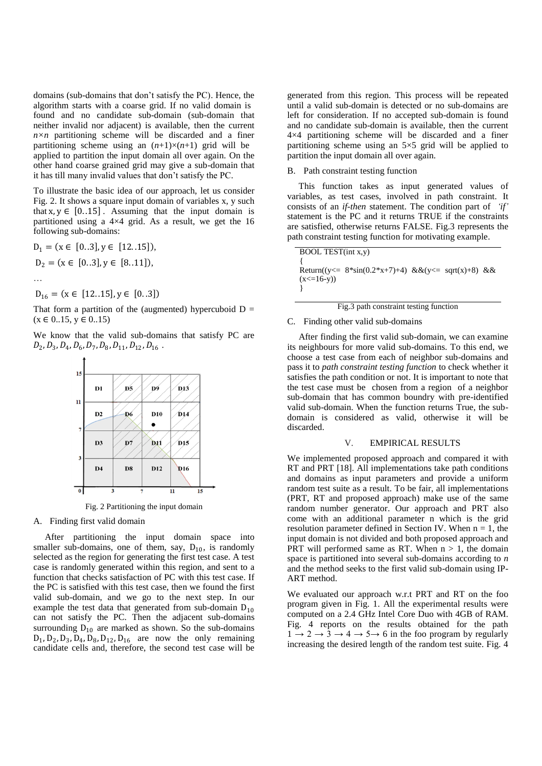domains (sub-domains that don't satisfy the PC). Hence, the algorithm starts with a coarse grid. If no valid domain is found and no candidate sub-domain (sub-domain that neither invalid nor adjacent) is available, then the current $n \times n$ partitioning scheme will be discarded and a finer partitioning scheme using an $(n+1)\times(n+1)$ grid will be applied to partition the input domain all over again. On the other hand coarse grained grid may give a sub-domain that it has till many invalid values that don't satisfy the PC.

To illustrate the basic idea of our approach, let us consider Fig. 2. It shows a square input domain of variables x, y such that $x, y \in [0..15]$. Assuming that the input domain is partitioned using a 4×4 grid. As a result, we get the 16 following sub-domains:

$D_1 = (x \in [0..3], y \in [12..15])$,

$D_2 = (x \in [0..3], y \in [8..11])$,

…

$D_{16} = (x \in [12..15], y \in [0..3])$

That form a partition of the (augmented) hypercuboid D = ($x \in 0..15$, $y \in 0..15$)

We know that the valid sub-domains that satisfy PC are $D_2, D_3, D_4, D_6, D_7, D_8, D_{11}, D_{12}, D_{16}$ .

Fig. 2 Partitioning the input domain

### A. Finding first valid domain

After partitioning the input domain space into smaller sub-domains, one of them, say, $D_{10}$, is randomly selected as the region for generating the first test case. A test case is randomly generated within this region, and sent to a function that checks satisfaction of PC with this test case. If the PC is satisfied with this test case, then we found the first valid sub-domain, and we go to the next step. In our example the test data that generated from sub-domain $D_{10}$ can not satisfy the PC. Then the adjacent sub-domains surrounding $D_{10}$ are marked as shown. So the sub-domains $D_1, D_2, D_3, D_4, D_8, D_{12}, D_{16}$ are now the only remaining candidate cells and, therefore, the second test case will be generated from this region. This process will be repeated until a valid sub-domain is detected or no sub-domains are left for consideration. If no accepted sub-domain is found and no candidate sub-domain is available, then the current 4×4 partitioning scheme will be discarded and a finer partitioning scheme using an 5×5 grid will be applied to partition the input domain all over again.

### B. Path constraint testing function

This function takes as input generated values of variables, as test cases, involved in path constraint. It consists of an *if-then* statement. The condition part of *'if'* statement is the PC and it returns TRUE if the constraints are satisfied, otherwise returns FALSE. Fig.3 represents the path constraint testing function for motivating example.

```
BOOL TEST(int x,y)
{
Return((y<= 8*sin(0.2*x+7)+4) &&(y<= sqrt(x)+8) &&
(x<=16-y))
}
```

Fig.3 path constraint testing function

### C. Finding other valid sub-domains

After finding the first valid sub-domain, we can examine its neighbours for more valid sub-domains. To this end, we choose a test case from each of neighbor sub-domains and pass it to *path constraint testing function* to check whether it satisfies the path condition or not. It is important to note that the test case must be chosen from a region of a neighbor sub-domain that has common boundry with pre-identified valid sub-domain. When the function returns True, the sub-domain is considered as valid, otherwise it will be discarded.

## V. EMPIRICAL RESULTS

We implemented proposed approach and compared it with RT and PRT [18]. All implementations take path conditions and domains as input parameters and provide a uniform random test suite as a result. To be fair, all implementations (PRT, RT and proposed approach) make use of the same random number generator. Our approach and PRT also come with an additional parameter n which is the grid resolution parameter defined in Section IV. When n = 1, the input domain is not divided and both proposed approach and PRT will performed same as RT. When n > 1, the domain space is partitioned into several sub-domains according to *n* and the method seeks to the first valid sub-domain using IP-ART method.

We evaluated our approach w.r.t PRT and RT on the foo program given in Fig. 1. All the experimental results were computed on a 2.4 GHz Intel Core Duo with 4GB of RAM. Fig. 4 reports on the results obtained for the path $1 \rightarrow 2 \rightarrow 3 \rightarrow 4 \rightarrow 5 \rightarrow 6$ in the foo program by regularly increasing the desired length of the random test suite. Fig. 4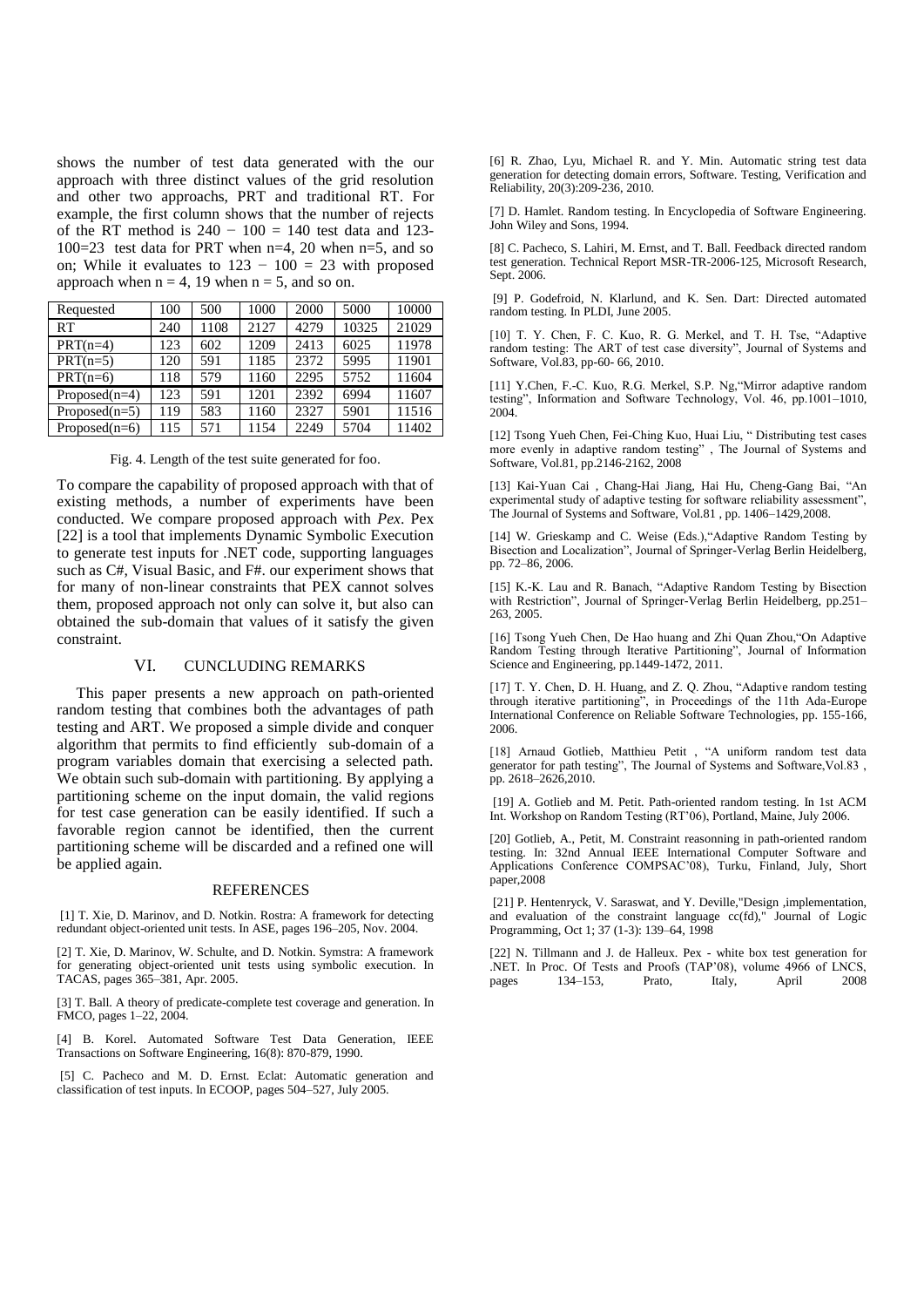shows the number of test data generated with the our approach with three distinct values of the grid resolution and other two approachs, PRT and traditional RT. For example, the first column shows that the number of rejects of the RT method is 240 − 100 = 140 test data and 123-100=23 test data for PRT when n=4, 20 when n=5, and so on; While it evaluates to 123 − 100 = 23 with proposed approach when n = 4, 19 when n = 5, and so on.

| Requested | 100 | 500 | 1000 | 2000 | 5000 | 10000 |
|---|---|---|---|---|---|---|
| RT | 240 | 1108 | 2127 | 4279 | 10325 | 21029 |
| PRT(n=4) | 123 | 602 | 1209 | 2413 | 6025 | 11978 |
| PRT(n=5) | 120 | 591 | 1185 | 2372 | 5995 | 11901 |
| PRT(n=6) | 118 | 579 | 1160 | 2295 | 5752 | 11604 |
| Proposed(n=4) | 123 | 591 | 1201 | 2392 | 6994 | 11607 |
| Proposed(n=5) | 119 | 583 | 1160 | 2327 | 5901 | 11516 |
| Proposed(n=6) | 115 | 571 | 1154 | 2249 | 5704 | 11402 |

Fig. 4. Length of the test suite generated for foo.

To compare the capability of proposed approach with that of existing methods, a number of experiments have been conducted. We compare proposed approach with *Pex*. Pex [22] is a tool that implements Dynamic Symbolic Execution to generate test inputs for .NET code, supporting languages such as C#, Visual Basic, and F#. our experiment shows that for many of non-linear constraints that PEX cannot solves them, proposed approach not only can solve it, but also can obtained the sub-domain that values of it satisfy the given constraint.

## VI. CUNCLUDING REMARKS

This paper presents a new approach on path-oriented random testing that combines both the advantages of path testing and ART. We proposed a simple divide and conquer algorithm that permits to find efficiently sub-domain of a program variables domain that exercising a selected path. We obtain such sub-domain with partitioning. By applying a partitioning scheme on the input domain, the valid regions for test case generation can be easily identified. If such a favorable region cannot be identified, then the current partitioning scheme will be discarded and a refined one will be applied again.

## REFERENCES

[1] T. Xie, D. Marinov, and D. Notkin. Rostra: A framework for detecting redundant object-oriented unit tests. In ASE, pages 196–205, Nov. 2004.

[2] T. Xie, D. Marinov, W. Schulte, and D. Notkin. Symstra: A framework for generating object-oriented unit tests using symbolic execution. In TACAS, pages 365–381, Apr. 2005.

[3] T. Ball. A theory of predicate-complete test coverage and generation. In FMCO, pages 1–22, 2004.

[4] B. Korel. Automated Software Test Data Generation, IEEE Transactions on Software Engineering, 16(8): 870-879, 1990.

[5] C. Pacheco and M. D. Ernst. Eclat: Automatic generation and classification of test inputs. In ECOOP, pages 504–527, July 2005.

[6] R. Zhao, Lyu, Michael R. and Y. Min. Automatic string test data generation for detecting domain errors, Software. Testing, Verification and Reliability, 20(3):209-236, 2010.

[7] D. Hamlet. Random testing. In Encyclopedia of Software Engineering. John Wiley and Sons, 1994.

[8] C. Pacheco, S. Lahiri, M. Ernst, and T. Ball. Feedback directed random test generation. Technical Report MSR-TR-2006-125, Microsoft Research, Sept. 2006.

[9] P. Godefroid, N. Klarlund, and K. Sen. Dart: Directed automated random testing. In PLDI, June 2005.

[10] T. Y. Chen, F. C. Kuo, R. G. Merkel, and T. H. Tse, "Adaptive random testing: The ART of test case diversity", Journal of Systems and Software, Vol.83, pp-60- 66, 2010.

[11] Y.Chen, F.-C. Kuo, R.G. Merkel, S.P. Ng,"Mirror adaptive random testing", Information and Software Technology, Vol. 46, pp.1001–1010, 2004.

[12] Tsong Yueh Chen, Fei-Ching Kuo, Huai Liu, " Distributing test cases more evenly in adaptive random testing" , The Journal of Systems and Software, Vol.81, pp.2146-2162, 2008

[13] Kai-Yuan Cai , Chang-Hai Jiang, Hai Hu, Cheng-Gang Bai, "An experimental study of adaptive testing for software reliability assessment", The Journal of Systems and Software, Vol.81 , pp. 1406–1429,2008.

[14] W. Grieskamp and C. Weise (Eds.),"Adaptive Random Testing by Bisection and Localization", Journal of Springer-Verlag Berlin Heidelberg, pp. 72–86, 2006.

[15] K.-K. Lau and R. Banach, "Adaptive Random Testing by Bisection with Restriction", Journal of Springer-Verlag Berlin Heidelberg, pp.251–263, 2005.

[16] Tsong Yueh Chen, De Hao huang and Zhi Quan Zhou,"On Adaptive Random Testing through Iterative Partitioning", Journal of Information Science and Engineering, pp.1449-1472, 2011.

[17] T. Y. Chen, D. H. Huang, and Z. Q. Zhou, "Adaptive random testing through iterative partitioning", in Proceedings of the 11th Ada-Europe International Conference on Reliable Software Technologies, pp. 155-166, 2006.

[18] Arnaud Gotlieb, Matthieu Petit , "A uniform random test data generator for path testing", The Journal of Systems and Software,Vol.83 , pp. 2618–2626,2010.

[19] A. Gotlieb and M. Petit. Path-oriented random testing. In 1st ACM Int. Workshop on Random Testing (RT'06), Portland, Maine, July 2006.

[20] Gotlieb, A., Petit, M. Constraint reasonning in path-oriented random testing. In: 32nd Annual IEEE International Computer Software and Applications Conference COMPSAC'08), Turku, Finland, July, Short paper,2008

[21] P. Hentenryck, V. Saraswat, and Y. Deville,"Design ,implementation, and evaluation of the constraint language cc(fd)," Journal of Logic Programming, Oct 1; 37 (1-3): 139–64, 1998

[22] N. Tillmann and J. de Halleux. Pex - white box test generation for .NET. In Proc. Of Tests and Proofs (TAP'08), volume 4966 of LNCS, pages 134–153, Prato, Italy, April 2008